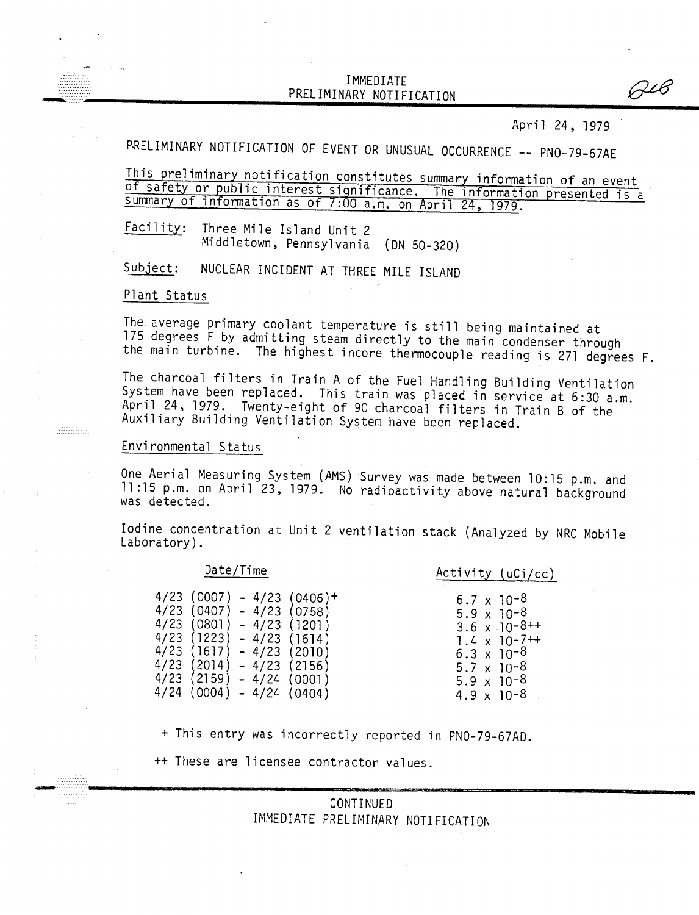IMMEDIATE
PRELIMINARY NOTIFICATION

April 24, 1979

PRELIMINARY NOTIFICATION OF EVENT OR UNUSUAL OCCURRENCE -- PNO-79-67AE

This preliminary notification constitutes summary information of an event of safety or public interest significance. The information presented is a summary of information as of 7:00 a.m. on April 24, 1979.

Facility: Three Mile Island Unit 2
Middletown, Pennsylvania (DN 50-320)

Subject: NUCLEAR INCIDENT AT THREE MILE ISLAND

## Plant Status

The average primary coolant temperature is still being maintained at 175 degrees F by admitting steam directly to the main condenser through the main turbine. The highest incore thermocouple reading is 271 degrees F.

The charcoal filters in Train A of the Fuel Handling Building Ventilation System have been replaced. This train was placed in service at 6:30 a.m. April 24, 1979. Twenty-eight of 90 charcoal filters in Train B of the Auxiliary Building Ventilation System have been replaced.

## Environmental Status

One Aerial Measuring System (AMS) Survey was made between 10:15 p.m. and 11:15 p.m. on April 23, 1979. No radioactivity above natural background was detected.

Iodine concentration at Unit 2 ventilation stack (Analyzed by NRC Mobile Laboratory).

| Date/Time | Activity (uCi/cc) |
|---|---|
| 4/23 (0007) - 4/23 (0406)+ | $6.7 \times 10^{-8}$ |
| 4/23 (0407) - 4/23 (0758) | $5.9 \times 10^{-8}$ |
| 4/23 (0801) - 4/23 (1201) | $3.6 \times 10^{-8}$++ |
| 4/23 (1223) - 4/23 (1614) | $1.4 \times 10^{-7}$++ |
| 4/23 (1617) - 4/23 (2010) | $6.3 \times 10^{-8}$ |
| 4/23 (2014) - 4/23 (2156) | $5.7 \times 10^{-8}$ |
| 4/23 (2159) - 4/24 (0001) | $5.9 \times 10^{-8}$ |
| 4/24 (0004) - 4/24 (0404) | $4.9 \times 10^{-8}$ |

+ This entry was incorrectly reported in PNO-79-67AD.

++ These are licensee contractor values.

CONTINUED
IMMEDIATE PRELIMINARY NOTIFICATION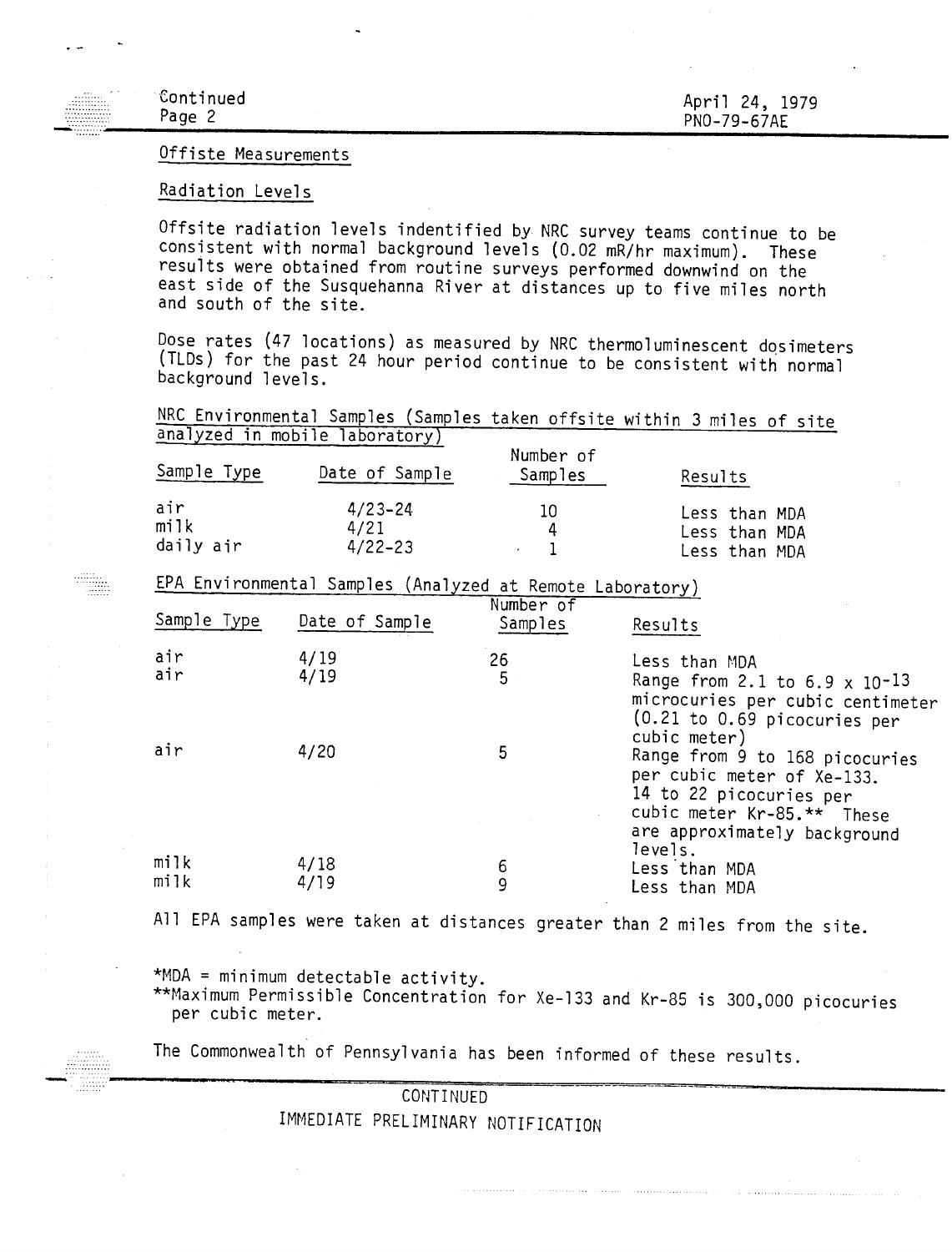Continued
Page 2

April 24, 1979
PNO-79-67AE

## Offsite Measurements

### Radiation Levels

Offsite radiation levels indentified by NRC survey teams continue to be consistent with normal background levels (0.02 mR/hr maximum). These results were obtained from routine surveys performed downwind on the east side of the Susquehanna River at distances up to five miles north and south of the site.

Dose rates (47 locations) as measured by NRC thermoluminescent dosimeters (TLDs) for the past 24 hour period continue to be consistent with normal background levels.

### NRC Environmental Samples (Samples taken offsite within 3 miles of site analyzed in mobile laboratory)

| Sample Type | Date of Sample | Number of Samples | Results |
|---|---|---|---|
| air | 4/23-24 | 10 | Less than MDA |
| milk | 4/21 | 4 | Less than MDA |
| daily air | 4/22-23 | 1 | Less than MDA |

### EPA Environmental Samples (Analyzed at Remote Laboratory)

| Sample Type | Date of Sample | Number of Samples | Results |
|---|---|---|---|
| air | 4/19 | 26 | Less than MDA |
| air | 4/19 | 5 | Range from 2.1 to 6.9 x $10^{-13}$ microcuries per cubic centimeter (0.21 to 0.69 picocuries per cubic meter) |
| air | 4/20 | 5 | Range from 9 to 168 picocuries per cubic meter of Xe-133. 14 to 22 picocuries per cubic meter Kr-85.** These are approximately background levels. |
| milk | 4/18 | 6 | Less than MDA |
| milk | 4/19 | 9 | Less than MDA |

All EPA samples were taken at distances greater than 2 miles from the site.

*MDA = minimum detectable activity.
**Maximum Permissible Concentration for Xe-133 and Kr-85 is 300,000 picocuries per cubic meter.

The Commonwealth of Pennsylvania has been informed of these results.

CONTINUED

IMMEDIATE PRELIMINARY NOTIFICATION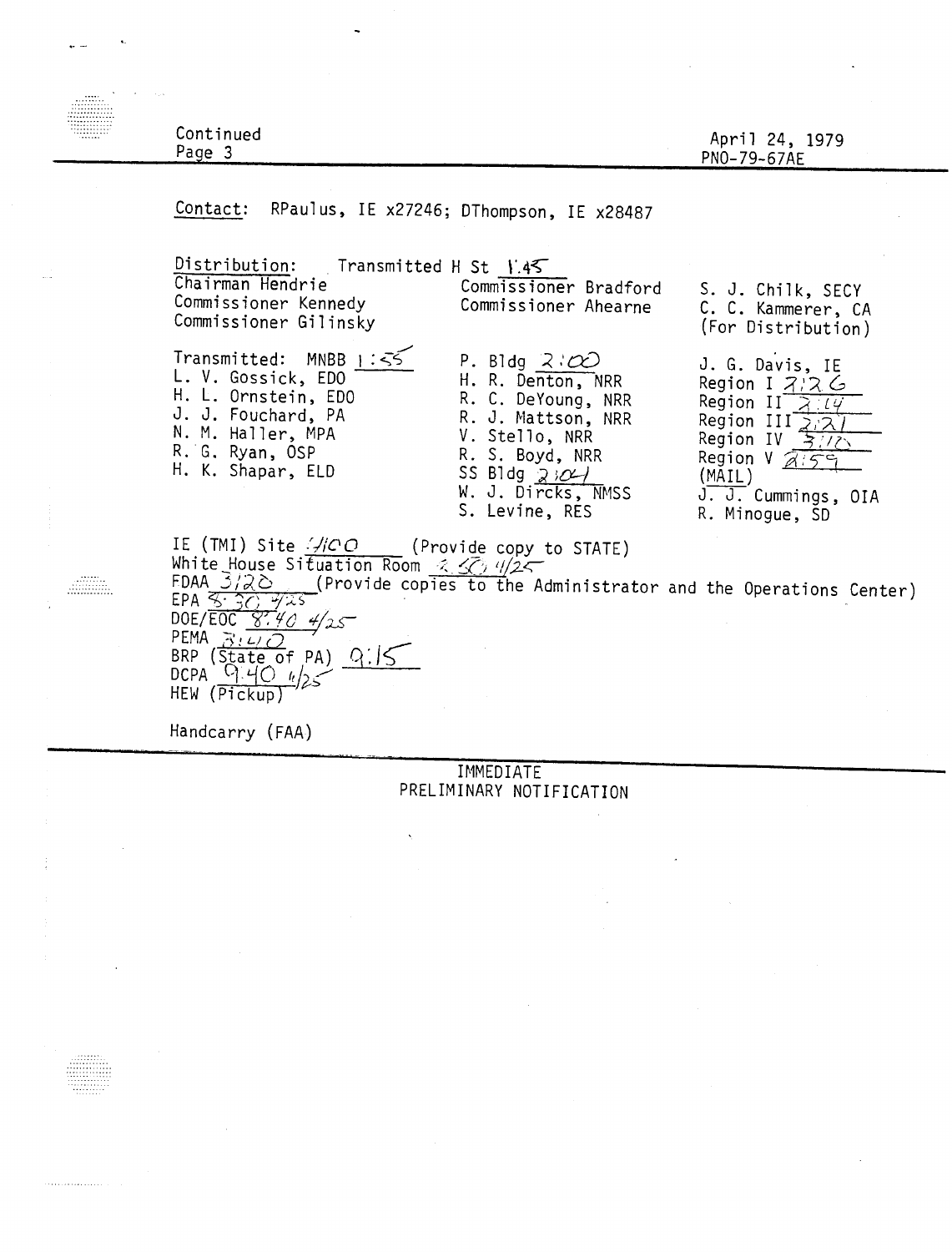Continued
Page 3

April 24, 1979
PNO-79-67AE

Contact: RPaulus, IE x27246; DThompson, IE x28487

Distribution: Transmitted H St 1:45

| | | |
|---|---|---|
| Chairman Hendrie | Commissioner Bradford | S. J. Chilk, SECY |
| Commissioner Kennedy | Commissioner Ahearne | C. C. Kammerer, CA |
| Commissioner Gilinsky | | (For Distribution) |

| | | |
|---|---|---|
| Transmitted: MNBB 1:55 | P. Bldg 2:00 | J. G. Davis, IE |
| L. V. Gossick, EDO | H. R. Denton, NRR | Region I 2:26 |
| H. L. Ornstein, EDO | R. C. DeYoung, NRR | Region II 2:14 |
| J. J. Fouchard, PA | R. J. Mattson, NRR | Region III 2:21 |
| N. M. Haller, MPA | V. Stello, NRR | Region IV 3:10 |
| R. G. Ryan, OSP | R. S. Boyd, NRR | Region V 2:59 |
| H. K. Shapar, ELD | SS Bldg 2:04 | (MAIL) |
| | W. J. Dircks, NMSS | J. J. Cummings, OIA |
| | S. Levine, RES | R. Minogue, SD |

IE (TMI) Site 4:00 (Provide copy to STATE)
White House Situation Room 2:50 4/25
FDAA 3:20 (Provide copies to the Administrator and the Operations Center)
EPA 8:30 4/25
DOE/EOC 8:40 4/25
PEMA 3:40
BRP (State of PA) 9:15
DCPA 9:40 4/25
HEW (Pickup)

Handcarry (FAA)

IMMEDIATE
PRELIMINARY NOTIFICATION